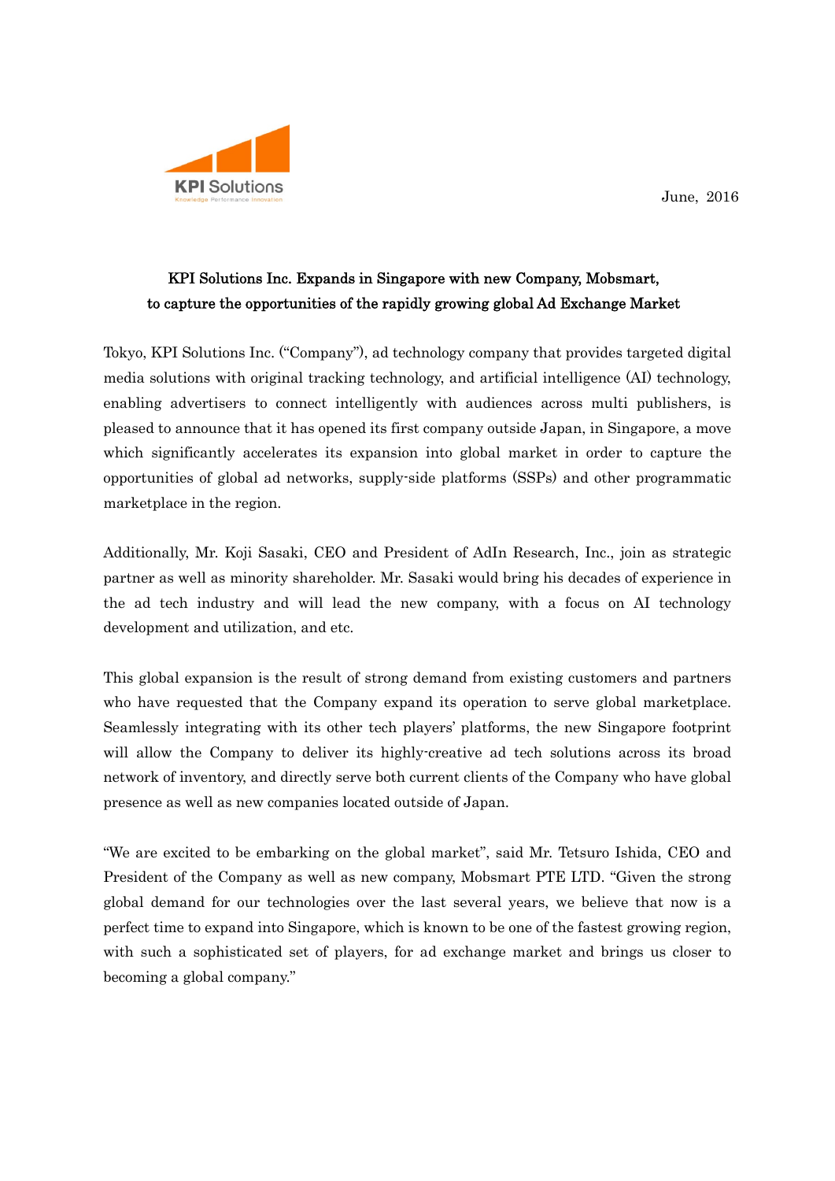KPI Solutions
Knowledge Performance Innovation

June, 2016

## KPI Solutions Inc. Expands in Singapore with new Company, Mobsmart, to capture the opportunities of the rapidly growing global Ad Exchange Market

Tokyo, KPI Solutions Inc. ("Company"), ad technology company that provides targeted digital media solutions with original tracking technology, and artificial intelligence (AI) technology, enabling advertisers to connect intelligently with audiences across multi publishers, is pleased to announce that it has opened its first company outside Japan, in Singapore, a move which significantly accelerates its expansion into global market in order to capture the opportunities of global ad networks, supply-side platforms (SSPs) and other programmatic marketplace in the region.

Additionally, Mr. Koji Sasaki, CEO and President of AdIn Research, Inc., join as strategic partner as well as minority shareholder. Mr. Sasaki would bring his decades of experience in the ad tech industry and will lead the new company, with a focus on AI technology development and utilization, and etc.

This global expansion is the result of strong demand from existing customers and partners who have requested that the Company expand its operation to serve global marketplace. Seamlessly integrating with its other tech players' platforms, the new Singapore footprint will allow the Company to deliver its highly-creative ad tech solutions across its broad network of inventory, and directly serve both current clients of the Company who have global presence as well as new companies located outside of Japan.

"We are excited to be embarking on the global market", said Mr. Tetsuro Ishida, CEO and President of the Company as well as new company, Mobsmart PTE LTD. "Given the strong global demand for our technologies over the last several years, we believe that now is a perfect time to expand into Singapore, which is known to be one of the fastest growing region, with such a sophisticated set of players, for ad exchange market and brings us closer to becoming a global company."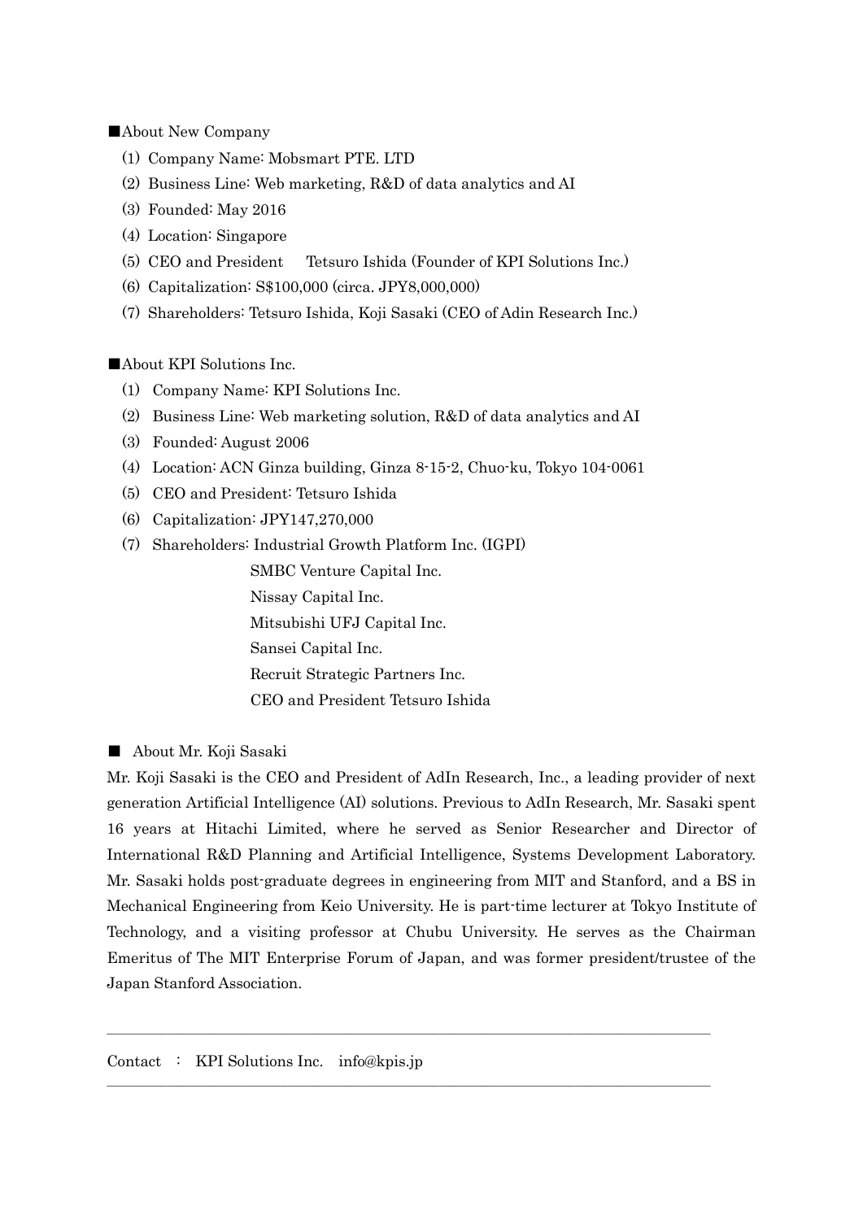■About New Company

(1) Company Name: Mobsmart PTE. LTD

(2) Business Line: Web marketing, R&D of data analytics and AI

(3) Founded: May 2016

(4) Location: Singapore

(5) CEO and President　 Tetsuro Ishida (Founder of KPI Solutions Inc.)

(6) Capitalization: S$100,000 (circa. JPY8,000,000)

(7) Shareholders: Tetsuro Ishida, Koji Sasaki (CEO of Adin Research Inc.)

■About KPI Solutions Inc.

(1) Company Name: KPI Solutions Inc.

(2) Business Line: Web marketing solution, R&D of data analytics and AI

(3) Founded: August 2006

(4) Location: ACN Ginza building, Ginza 8-15-2, Chuo-ku, Tokyo 104-0061

(5) CEO and President: Tetsuro Ishida

(6) Capitalization: JPY147,270,000

(7) Shareholders: Industrial Growth Platform Inc. (IGPI)
SMBC Venture Capital Inc.
Nissay Capital Inc.
Mitsubishi UFJ Capital Inc.
Sansei Capital Inc.
Recruit Strategic Partners Inc.
CEO and President Tetsuro Ishida

■ About Mr. Koji Sasaki

Mr. Koji Sasaki is the CEO and President of AdIn Research, Inc., a leading provider of next generation Artificial Intelligence (AI) solutions. Previous to AdIn Research, Mr. Sasaki spent 16 years at Hitachi Limited, where he served as Senior Researcher and Director of International R&D Planning and Artificial Intelligence, Systems Development Laboratory. Mr. Sasaki holds post-graduate degrees in engineering from MIT and Stanford, and a BS in Mechanical Engineering from Keio University. He is part-time lecturer at Tokyo Institute of Technology, and a visiting professor at Chubu University. He serves as the Chairman Emeritus of The MIT Enterprise Forum of Japan, and was former president/trustee of the Japan Stanford Association.

---

Contact　:　KPI Solutions Inc.　info@kpis.jp

---